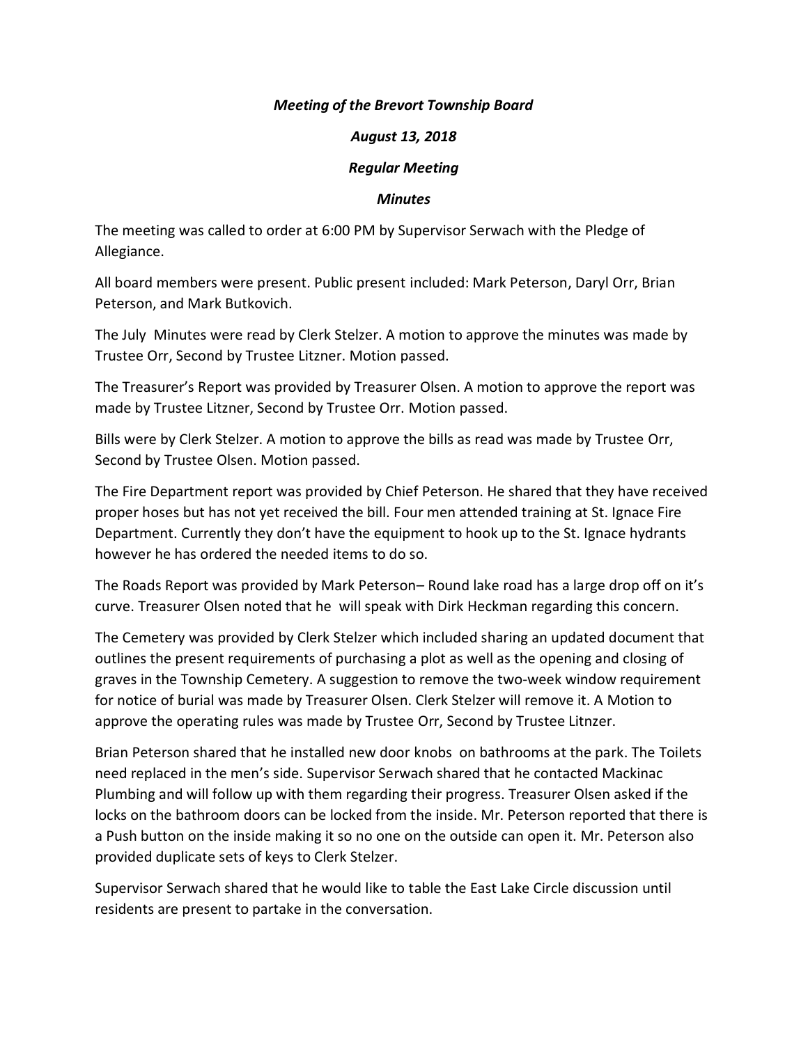***Meeting of the Brevort Township Board***

***August 13, 2018***

***Regular Meeting***

***Minutes***

The meeting was called to order at 6:00 PM by Supervisor Serwach with the Pledge of Allegiance.

All board members were present. Public present included: Mark Peterson, Daryl Orr, Brian Peterson, and Mark Butkovich.

The July Minutes were read by Clerk Stelzer. A motion to approve the minutes was made by Trustee Orr, Second by Trustee Litzner. Motion passed.

The Treasurer's Report was provided by Treasurer Olsen. A motion to approve the report was made by Trustee Litzner, Second by Trustee Orr. Motion passed.

Bills were by Clerk Stelzer. A motion to approve the bills as read was made by Trustee Orr, Second by Trustee Olsen. Motion passed.

The Fire Department report was provided by Chief Peterson. He shared that they have received proper hoses but has not yet received the bill. Four men attended training at St. Ignace Fire Department. Currently they don't have the equipment to hook up to the St. Ignace hydrants however he has ordered the needed items to do so.

The Roads Report was provided by Mark Peterson– Round lake road has a large drop off on it's curve. Treasurer Olsen noted that he will speak with Dirk Heckman regarding this concern.

The Cemetery was provided by Clerk Stelzer which included sharing an updated document that outlines the present requirements of purchasing a plot as well as the opening and closing of graves in the Township Cemetery. A suggestion to remove the two-week window requirement for notice of burial was made by Treasurer Olsen. Clerk Stelzer will remove it. A Motion to approve the operating rules was made by Trustee Orr, Second by Trustee Litnzer.

Brian Peterson shared that he installed new door knobs on bathrooms at the park. The Toilets need replaced in the men's side. Supervisor Serwach shared that he contacted Mackinac Plumbing and will follow up with them regarding their progress. Treasurer Olsen asked if the locks on the bathroom doors can be locked from the inside. Mr. Peterson reported that there is a Push button on the inside making it so no one on the outside can open it. Mr. Peterson also provided duplicate sets of keys to Clerk Stelzer.

Supervisor Serwach shared that he would like to table the East Lake Circle discussion until residents are present to partake in the conversation.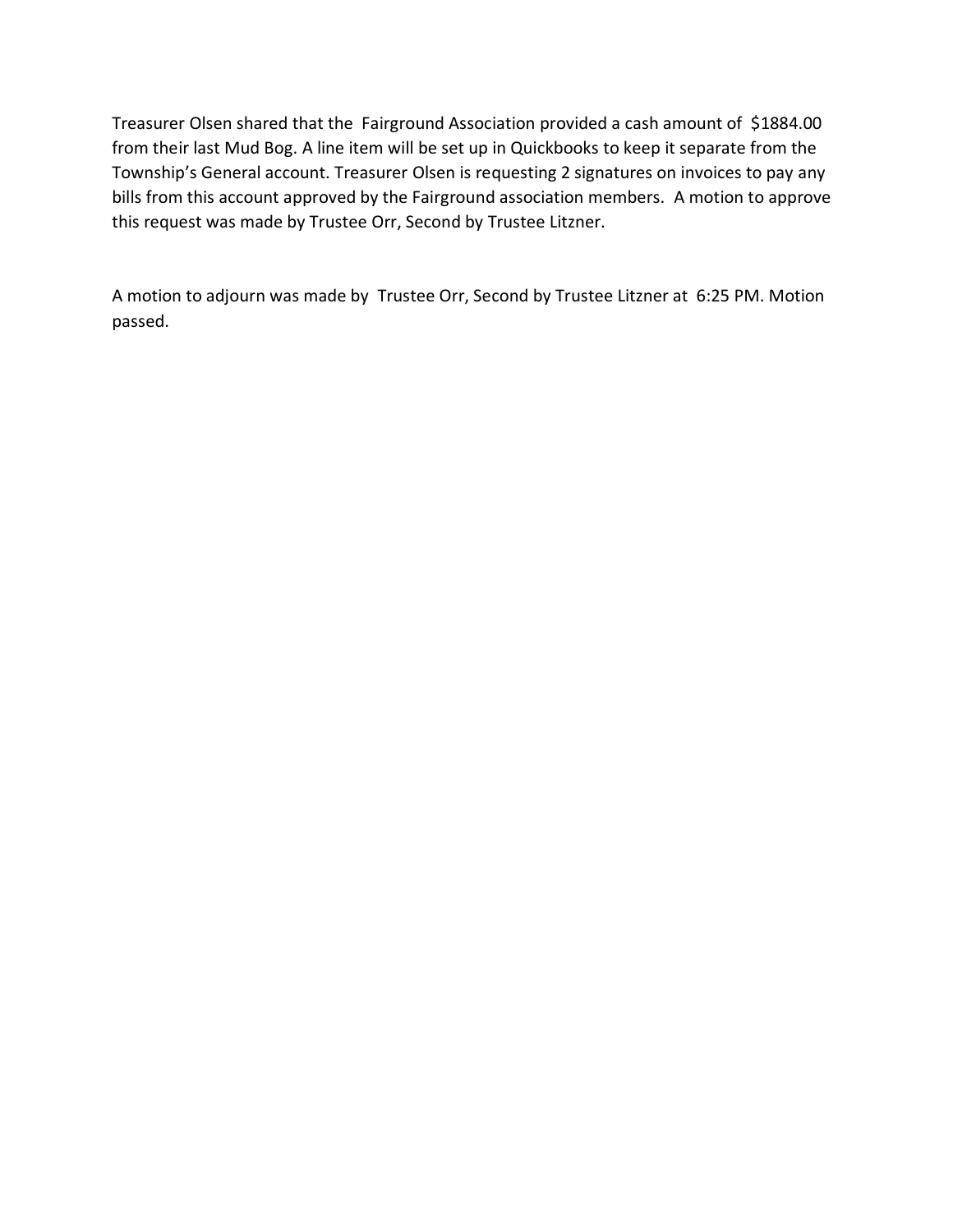Treasurer Olsen shared that the Fairground Association provided a cash amount of $1884.00 from their last Mud Bog. A line item will be set up in Quickbooks to keep it separate from the Township's General account. Treasurer Olsen is requesting 2 signatures on invoices to pay any bills from this account approved by the Fairground association members. A motion to approve this request was made by Trustee Orr, Second by Trustee Litzner.

A motion to adjourn was made by Trustee Orr, Second by Trustee Litzner at 6:25 PM. Motion passed.